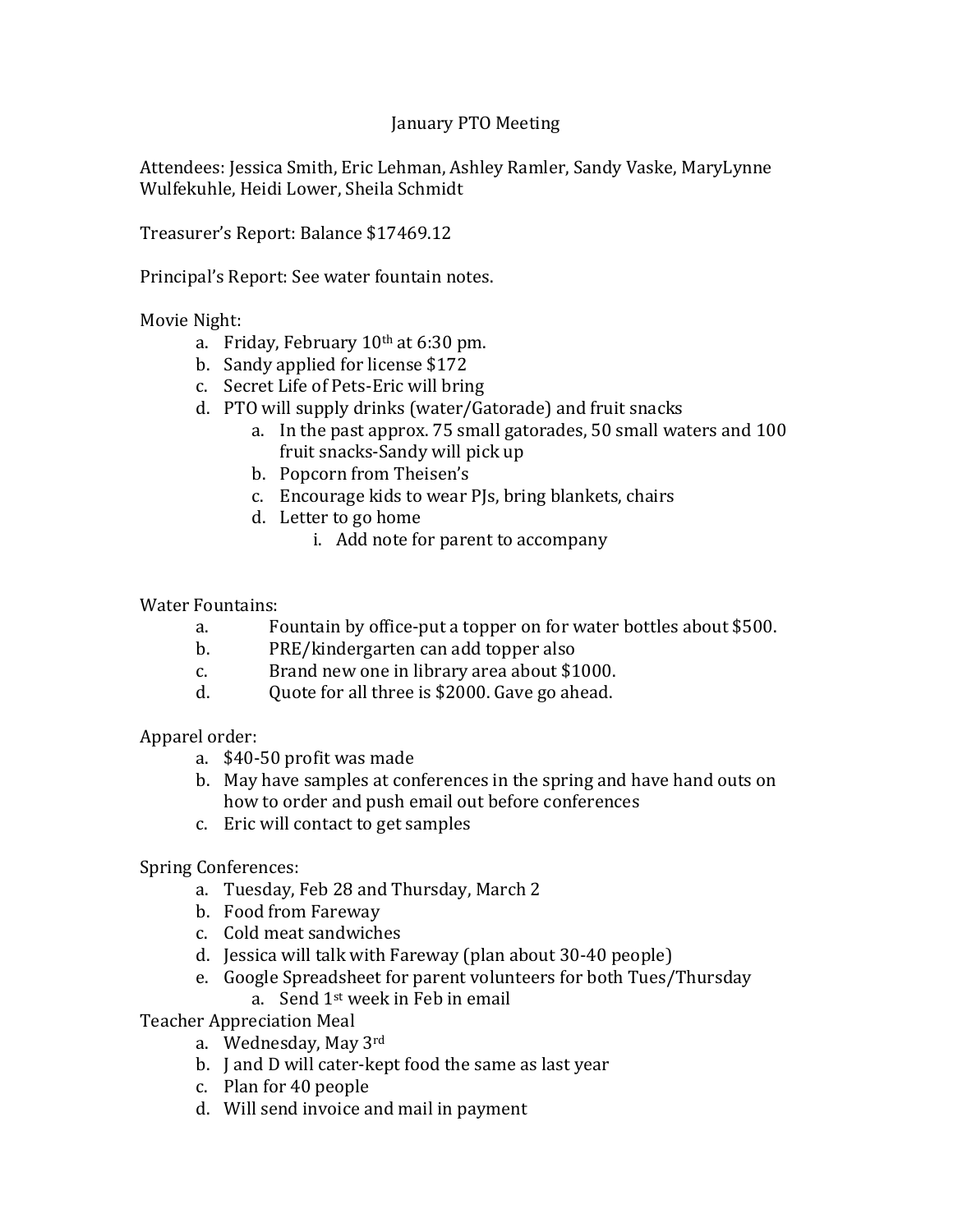# January PTO Meeting

Attendees: Jessica Smith, Eric Lehman, Ashley Ramler, Sandy Vaske, MaryLynne Wulfekuhle, Heidi Lower, Sheila Schmidt

Treasurer's Report: Balance $17469.12

Principal's Report: See water fountain notes.

Movie Night:

a. Friday, February 10th at 6:30 pm.
b. Sandy applied for license $172
c. Secret Life of Pets-Eric will bring
d. PTO will supply drinks (water/Gatorade) and fruit snacks
    a. In the past approx. 75 small gatorades, 50 small waters and 100 fruit snacks-Sandy will pick up
    b. Popcorn from Theisen's
    c. Encourage kids to wear PJs, bring blankets, chairs
    d. Letter to go home
        i. Add note for parent to accompany

Water Fountains:

a. Fountain by office-put a topper on for water bottles about $500.
b. PRE/kindergarten can add topper also
c. Brand new one in library area about $1000.
d. Quote for all three is $2000. Gave go ahead.

Apparel order:

a. $40-50 profit was made
b. May have samples at conferences in the spring and have hand outs on how to order and push email out before conferences
c. Eric will contact to get samples

Spring Conferences:

a. Tuesday, Feb 28 and Thursday, March 2
b. Food from Fareway
c. Cold meat sandwiches
d. Jessica will talk with Fareway (plan about 30-40 people)
e. Google Spreadsheet for parent volunteers for both Tues/Thursday
    a. Send 1st week in Feb in email

Teacher Appreciation Meal

a. Wednesday, May 3rd
b. J and D will cater-kept food the same as last year
c. Plan for 40 people
d. Will send invoice and mail in payment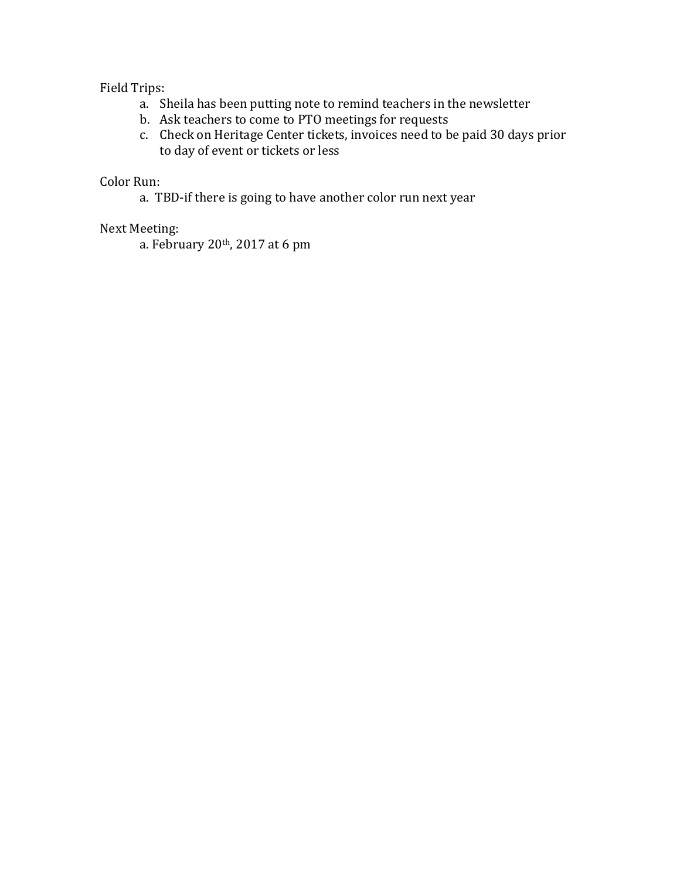Field Trips:

a. Sheila has been putting note to remind teachers in the newsletter
b. Ask teachers to come to PTO meetings for requests
c. Check on Heritage Center tickets, invoices need to be paid 30 days prior to day of event or tickets or less

Color Run:

a. TBD-if there is going to have another color run next year

Next Meeting:

a. February 20th, 2017 at 6 pm